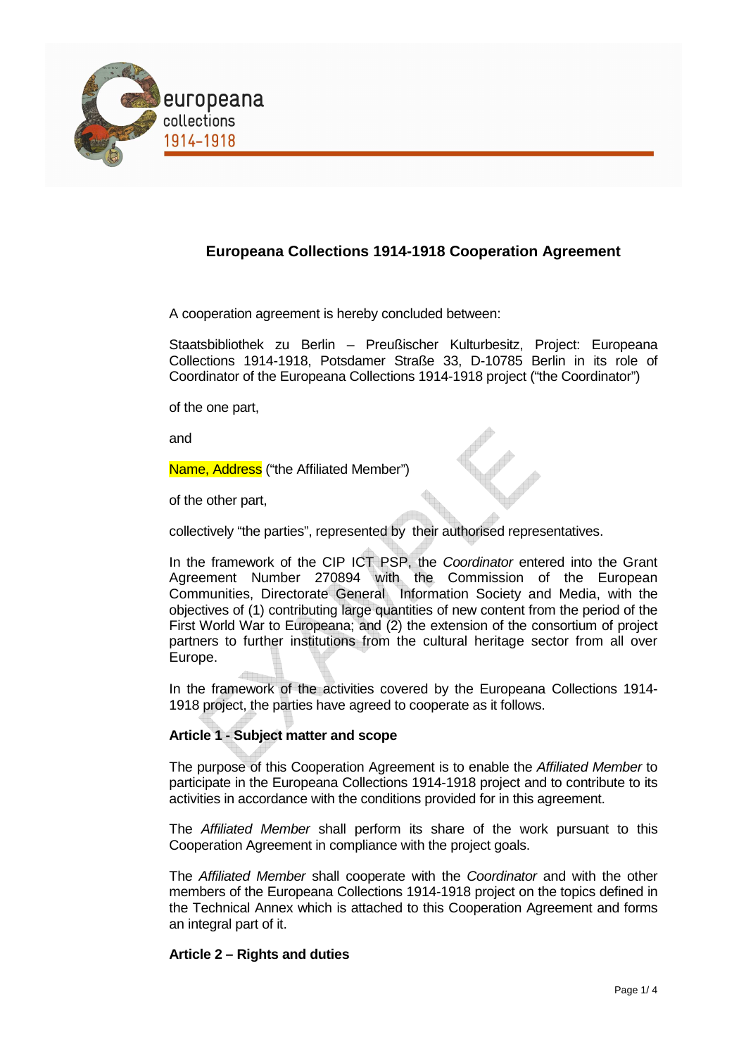# Europeana Collections 1914-1918 Cooperation Agreement

A cooperation agreement is hereby concluded between:

Staatsbibliothek zu Berlin – Preußischer Kulturbesitz, Project: Europeana Collections 1914-1918, Potsdamer Straße 33, D-10785 Berlin in its role of Coordinator of the Europeana Collections 1914-1918 project ("the Coordinator")

of the one part,

and

Name, Address ("the Affiliated Member")

of the other part,

collectively "the parties", represented by their authorised representatives.

In the framework of the CIP ICT PSP, the *Coordinator* entered into the Grant Agreement Number 270894 with the Commission of the European Communities, Directorate General Information Society and Media, with the objectives of (1) contributing large quantities of new content from the period of the First World War to Europeana; and (2) the extension of the consortium of project partners to further institutions from the cultural heritage sector from all over Europe.

In the framework of the activities covered by the Europeana Collections 1914-1918 project, the parties have agreed to cooperate as it follows.

**Article 1 - Subject matter and scope**

The purpose of this Cooperation Agreement is to enable the *Affiliated Member* to participate in the Europeana Collections 1914-1918 project and to contribute to its activities in accordance with the conditions provided for in this agreement.

The *Affiliated Member* shall perform its share of the work pursuant to this Cooperation Agreement in compliance with the project goals.

The *Affiliated Member* shall cooperate with the *Coordinator* and with the other members of the Europeana Collections 1914-1918 project on the topics defined in the Technical Annex which is attached to this Cooperation Agreement and forms an integral part of it.

**Article 2 – Rights and duties**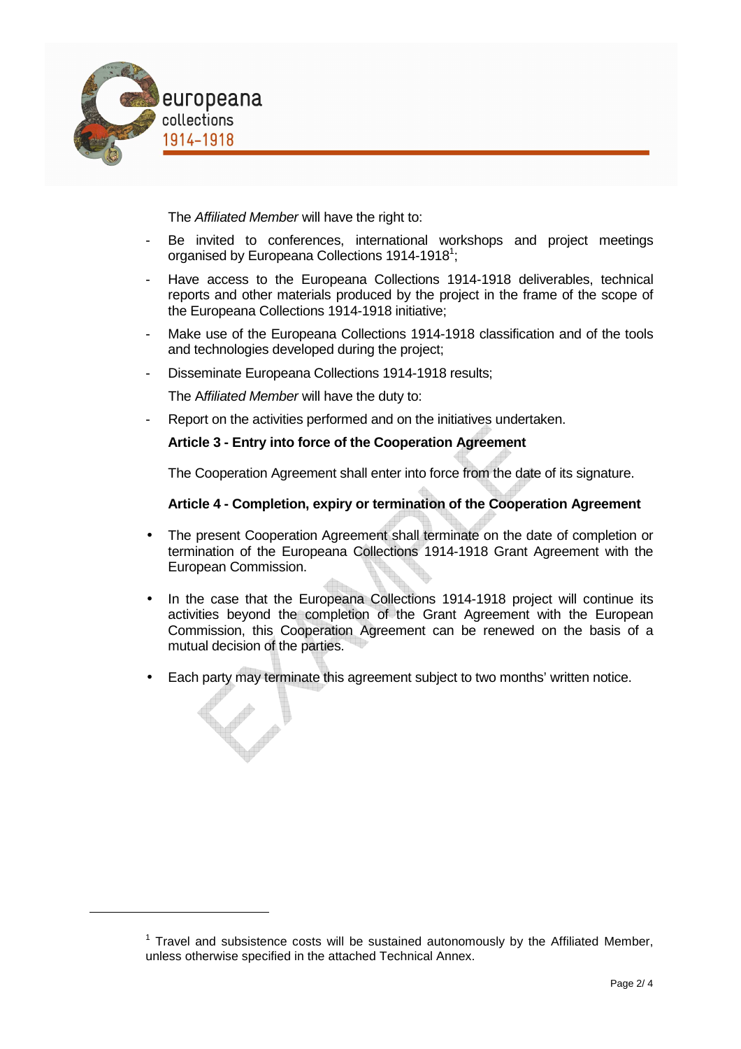The *Affiliated Member* will have the right to:

- Be invited to conferences, international workshops and project meetings organised by Europeana Collections 1914-1918[1];
- Have access to the Europeana Collections 1914-1918 deliverables, technical reports and other materials produced by the project in the frame of the scope of the Europeana Collections 1914-1918 initiative;
- Make use of the Europeana Collections 1914-1918 classification and of the tools and technologies developed during the project;
- Disseminate Europeana Collections 1914-1918 results;

The *Affiliated Member* will have the duty to:

- Report on the activities performed and on the initiatives undertaken.

**Article 3 - Entry into force of the Cooperation Agreement**

The Cooperation Agreement shall enter into force from the date of its signature.

**Article 4 - Completion, expiry or termination of the Cooperation Agreement**

- The present Cooperation Agreement shall terminate on the date of completion or termination of the Europeana Collections 1914-1918 Grant Agreement with the European Commission.
- In the case that the Europeana Collections 1914-1918 project will continue its activities beyond the completion of the Grant Agreement with the European Commission, this Cooperation Agreement can be renewed on the basis of a mutual decision of the parties.
- Each party may terminate this agreement subject to two months' written notice.

[1] Travel and subsistence costs will be sustained autonomously by the Affiliated Member, unless otherwise specified in the attached Technical Annex.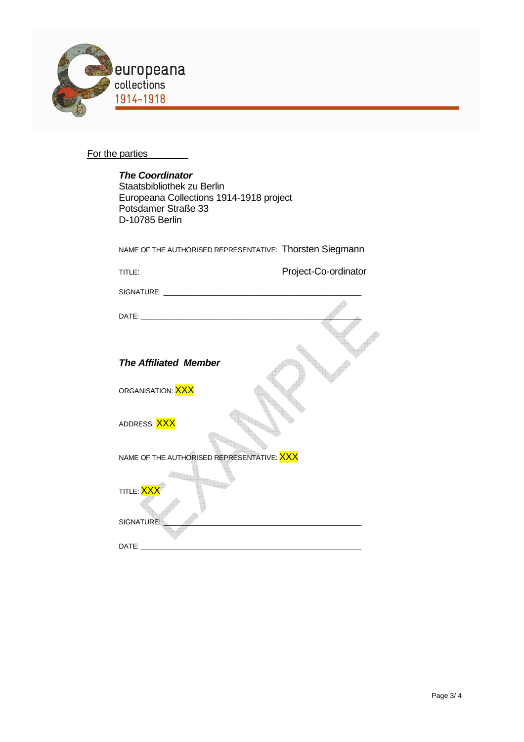For the parties

***The Coordinator***
Staatsbibliothek zu Berlin
Europeana Collections 1914-1918 project
Potsdamer Straße 33
D-10785 Berlin

NAME OF THE AUTHORISED REPRESENTATIVE: Thorsten Siegmann

TITLE: Project-Co-ordinator

SIGNATURE: ______________________________________________

DATE: ______________________________________________

***The Affiliated Member***

ORGANISATION: XXX

ADDRESS: XXX

NAME OF THE AUTHORISED REPRESENTATIVE: XXX

TITLE: XXX

SIGNATURE: ______________________________________________

DATE: ______________________________________________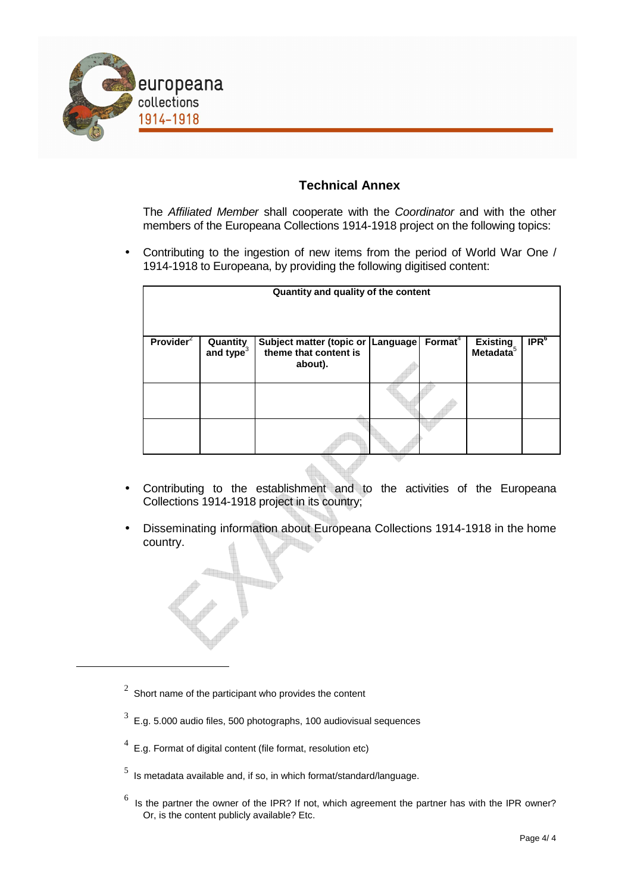## Technical Annex

The *Affiliated Member* shall cooperate with the *Coordinator* and with the other members of the Europeana Collections 1914-1918 project on the following topics:

- Contributing to the ingestion of new items from the period of World War One / 1914-1918 to Europeana, by providing the following digitised content:

| Quantity and quality of the content | | | | | | |
|---|---|---|---|---|---|---|
| **Provider**[2] | **Quantity and type**[3] | **Subject matter (topic or theme that content is about).** | **Language** | **Format**[4] | **Existing Metadata**[5] | **IPR**[6] |
| | | | | | | |
| | | | | | | |

- Contributing to the establishment and to the activities of the Europeana Collections 1914-1918 project in its country;
- Disseminating information about Europeana Collections 1914-1918 in the home country.

EXAMPLE

---

[2] Short name of the participant who provides the content

[3] E.g. 5.000 audio files, 500 photographs, 100 audiovisual sequences

[4] E.g. Format of digital content (file format, resolution etc)

[5] Is metadata available and, if so, in which format/standard/language.

[6] Is the partner the owner of the IPR? If not, which agreement the partner has with the IPR owner? Or, is the content publicly available? Etc.